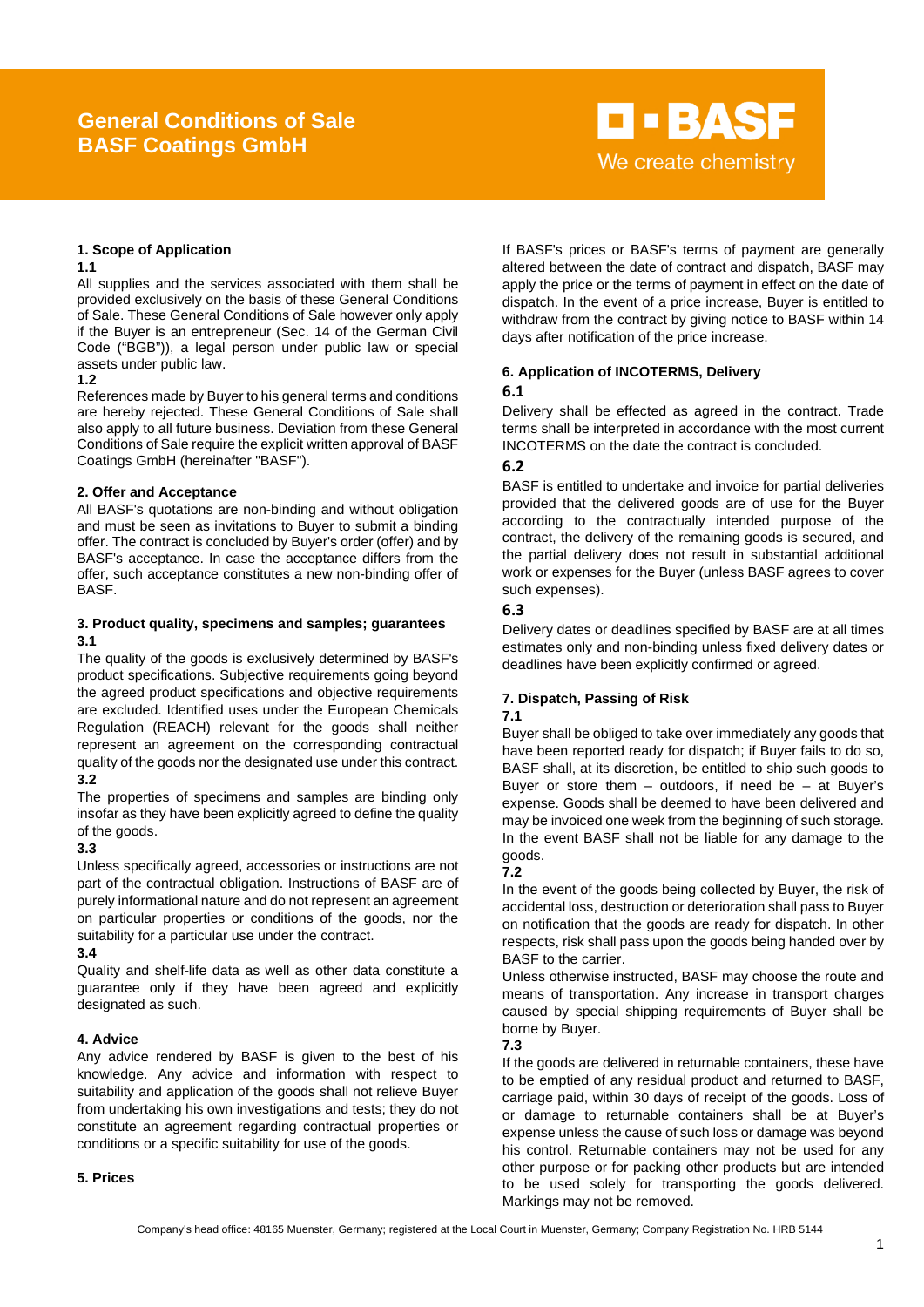# General Conditions of Sale BASF Coatings GmbH

BASF We create chemistry

## 1. Scope of Application

**1.1**

All supplies and the services associated with them shall be provided exclusively on the basis of these General Conditions of Sale. These General Conditions of Sale however only apply if the Buyer is an entrepreneur (Sec. 14 of the German Civil Code ("BGB")), a legal person under public law or special assets under public law.

**1.2**

References made by Buyer to his general terms and conditions are hereby rejected. These General Conditions of Sale shall also apply to all future business. Deviation from these General Conditions of Sale require the explicit written approval of BASF Coatings GmbH (hereinafter "BASF").

## 2. Offer and Acceptance

All BASF's quotations are non-binding and without obligation and must be seen as invitations to Buyer to submit a binding offer. The contract is concluded by Buyer's order (offer) and by BASF's acceptance. In case the acceptance differs from the offer, such acceptance constitutes a new non-binding offer of BASF.

## 3. Product quality, specimens and samples; guarantees

**3.1**

The quality of the goods is exclusively determined by BASF's product specifications. Subjective requirements going beyond the agreed product specifications and objective requirements are excluded. Identified uses under the European Chemicals Regulation (REACH) relevant for the goods shall neither represent an agreement on the corresponding contractual quality of the goods nor the designated use under this contract.

**3.2**

The properties of specimens and samples are binding only insofar as they have been explicitly agreed to define the quality of the goods.

**3.3**

Unless specifically agreed, accessories or instructions are not part of the contractual obligation. Instructions of BASF are of purely informational nature and do not represent an agreement on particular properties or conditions of the goods, nor the suitability for a particular use under the contract.

**3.4**

Quality and shelf-life data as well as other data constitute a guarantee only if they have been agreed and explicitly designated as such.

## 4. Advice

Any advice rendered by BASF is given to the best of his knowledge. Any advice and information with respect to suitability and application of the goods shall not relieve Buyer from undertaking his own investigations and tests; they do not constitute an agreement regarding contractual properties or conditions or a specific suitability for use of the goods.

## 5. Prices

If BASF's prices or BASF's terms of payment are generally altered between the date of contract and dispatch, BASF may apply the price or the terms of payment in effect on the date of dispatch. In the event of a price increase, Buyer is entitled to withdraw from the contract by giving notice to BASF within 14 days after notification of the price increase.

## 6. Application of INCOTERMS, Delivery

**6.1**

Delivery shall be effected as agreed in the contract. Trade terms shall be interpreted in accordance with the most current INCOTERMS on the date the contract is concluded.

**6.2**

BASF is entitled to undertake and invoice for partial deliveries provided that the delivered goods are of use for the Buyer according to the contractually intended purpose of the contract, the delivery of the remaining goods is secured, and the partial delivery does not result in substantial additional work or expenses for the Buyer (unless BASF agrees to cover such expenses).

**6.3**

Delivery dates or deadlines specified by BASF are at all times estimates only and non-binding unless fixed delivery dates or deadlines have been explicitly confirmed or agreed.

## 7. Dispatch, Passing of Risk

**7.1**

Buyer shall be obliged to take over immediately any goods that have been reported ready for dispatch; if Buyer fails to do so, BASF shall, at its discretion, be entitled to ship such goods to Buyer or store them – outdoors, if need be – at Buyer's expense. Goods shall be deemed to have been delivered and may be invoiced one week from the beginning of such storage. In the event BASF shall not be liable for any damage to the goods.

**7.2**

In the event of the goods being collected by Buyer, the risk of accidental loss, destruction or deterioration shall pass to Buyer on notification that the goods are ready for dispatch. In other respects, risk shall pass upon the goods being handed over by BASF to the carrier.

Unless otherwise instructed, BASF may choose the route and means of transportation. Any increase in transport charges caused by special shipping requirements of Buyer shall be borne by Buyer.

**7.3**

If the goods are delivered in returnable containers, these have to be emptied of any residual product and returned to BASF, carriage paid, within 30 days of receipt of the goods. Loss of or damage to returnable containers shall be at Buyer's expense unless the cause of such loss or damage was beyond his control. Returnable containers may not be used for any other purpose or for packing other products but are intended to be used solely for transporting the goods delivered. Markings may not be removed.

Company's head office: 48165 Muenster, Germany; registered at the Local Court in Muenster, Germany; Company Registration No. HRB 5144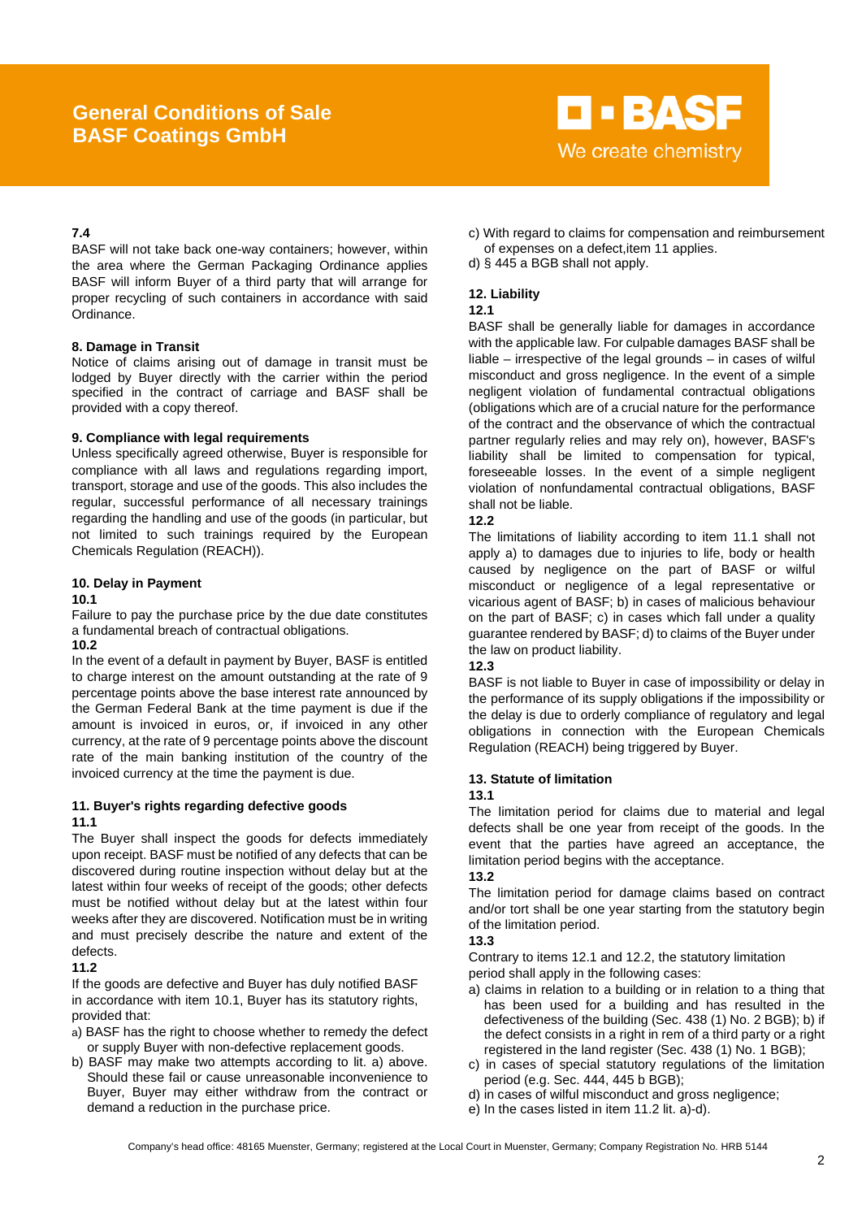### 7.4

BASF will not take back one-way containers; however, within the area where the German Packaging Ordinance applies BASF will inform Buyer of a third party that will arrange for proper recycling of such containers in accordance with said Ordinance.

## 8. Damage in Transit

Notice of claims arising out of damage in transit must be lodged by Buyer directly with the carrier within the period specified in the contract of carriage and BASF shall be provided with a copy thereof.

## 9. Compliance with legal requirements

Unless specifically agreed otherwise, Buyer is responsible for compliance with all laws and regulations regarding import, transport, storage and use of the goods. This also includes the regular, successful performance of all necessary trainings regarding the handling and use of the goods (in particular, but not limited to such trainings required by the European Chemicals Regulation (REACH)).

## 10. Delay in Payment

### 10.1

Failure to pay the purchase price by the due date constitutes a fundamental breach of contractual obligations.

### 10.2

In the event of a default in payment by Buyer, BASF is entitled to charge interest on the amount outstanding at the rate of 9 percentage points above the base interest rate announced by the German Federal Bank at the time payment is due if the amount is invoiced in euros, or, if invoiced in any other currency, at the rate of 9 percentage points above the discount rate of the main banking institution of the country of the invoiced currency at the time the payment is due.

## 11. Buyer's rights regarding defective goods

### 11.1

The Buyer shall inspect the goods for defects immediately upon receipt. BASF must be notified of any defects that can be discovered during routine inspection without delay but at the latest within four weeks of receipt of the goods; other defects must be notified without delay but at the latest within four weeks after they are discovered. Notification must be in writing and must precisely describe the nature and extent of the defects.

### 11.2

If the goods are defective and Buyer has duly notified BASF in accordance with item 10.1, Buyer has its statutory rights, provided that:

a) BASF has the right to choose whether to remedy the defect or supply Buyer with non-defective replacement goods.
b) BASF may make two attempts according to lit. a) above. Should these fail or cause unreasonable inconvenience to Buyer, Buyer may either withdraw from the contract or demand a reduction in the purchase price.
c) With regard to claims for compensation and reimbursement of expenses on a defect,item 11 applies.
d) § 445 a BGB shall not apply.

## 12. Liability

### 12.1

BASF shall be generally liable for damages in accordance with the applicable law. For culpable damages BASF shall be liable – irrespective of the legal grounds – in cases of wilful misconduct and gross negligence. In the event of a simple negligent violation of fundamental contractual obligations (obligations which are of a crucial nature for the performance of the contract and the observance of which the contractual partner regularly relies and may rely on), however, BASF's liability shall be limited to compensation for typical, foreseeable losses. In the event of a simple negligent violation of nonfundamental contractual obligations, BASF shall not be liable.

### 12.2

The limitations of liability according to item 11.1 shall not apply a) to damages due to injuries to life, body or health caused by negligence on the part of BASF or wilful misconduct or negligence of a legal representative or vicarious agent of BASF; b) in cases of malicious behaviour on the part of BASF; c) in cases which fall under a quality guarantee rendered by BASF; d) to claims of the Buyer under the law on product liability.

### 12.3

BASF is not liable to Buyer in case of impossibility or delay in the performance of its supply obligations if the impossibility or the delay is due to orderly compliance of regulatory and legal obligations in connection with the European Chemicals Regulation (REACH) being triggered by Buyer.

## 13. Statute of limitation

### 13.1

The limitation period for claims due to material and legal defects shall be one year from receipt of the goods. In the event that the parties have agreed an acceptance, the limitation period begins with the acceptance.

### 13.2

The limitation period for damage claims based on contract and/or tort shall be one year starting from the statutory begin of the limitation period.

### 13.3

Contrary to items 12.1 and 12.2, the statutory limitation period shall apply in the following cases:

a) claims in relation to a building or in relation to a thing that has been used for a building and has resulted in the defectiveness of the building (Sec. 438 (1) No. 2 BGB); b) if the defect consists in a right in rem of a third party or a right registered in the land register (Sec. 438 (1) No. 1 BGB);
c) in cases of special statutory regulations of the limitation period (e.g. Sec. 444, 445 b BGB);
d) in cases of wilful misconduct and gross negligence;
e) In the cases listed in item 11.2 lit. a)-d).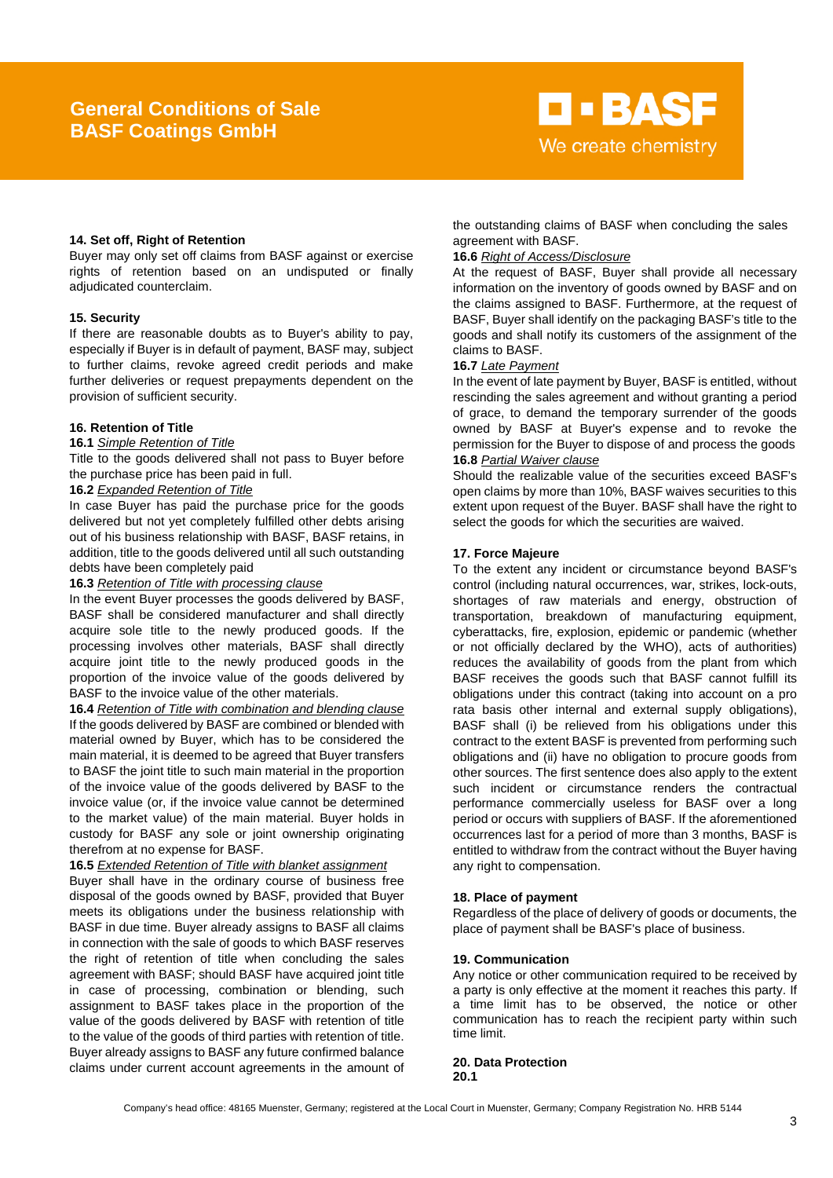## 14. Set off, Right of Retention

Buyer may only set off claims from BASF against or exercise rights of retention based on an undisputed or finally adjudicated counterclaim.

## 15. Security

If there are reasonable doubts as to Buyer's ability to pay, especially if Buyer is in default of payment, BASF may, subject to further claims, revoke agreed credit periods and make further deliveries or request prepayments dependent on the provision of sufficient security.

## 16. Retention of Title

**16.1** *Simple Retention of Title*

Title to the goods delivered shall not pass to Buyer before the purchase price has been paid in full.

**16.2** *Expanded Retention of Title*

In case Buyer has paid the purchase price for the goods delivered but not yet completely fulfilled other debts arising out of his business relationship with BASF, BASF retains, in addition, title to the goods delivered until all such outstanding debts have been completely paid

**16.3** *Retention of Title with processing clause*

In the event Buyer processes the goods delivered by BASF, BASF shall be considered manufacturer and shall directly acquire sole title to the newly produced goods. If the processing involves other materials, BASF shall directly acquire joint title to the newly produced goods in the proportion of the invoice value of the goods delivered by BASF to the invoice value of the other materials.

**16.4** *Retention of Title with combination and blending clause*

If the goods delivered by BASF are combined or blended with material owned by Buyer, which has to be considered the main material, it is deemed to be agreed that Buyer transfers to BASF the joint title to such main material in the proportion of the invoice value of the goods delivered by BASF to the invoice value (or, if the invoice value cannot be determined to the market value) of the main material. Buyer holds in custody for BASF any sole or joint ownership originating therefrom at no expense for BASF.

**16.5** *Extended Retention of Title with blanket assignment*

Buyer shall have in the ordinary course of business free disposal of the goods owned by BASF, provided that Buyer meets its obligations under the business relationship with BASF in due time. Buyer already assigns to BASF all claims in connection with the sale of goods to which BASF reserves the right of retention of title when concluding the sales agreement with BASF; should BASF have acquired joint title in case of processing, combination or blending, such assignment to BASF takes place in the proportion of the value of the goods delivered by BASF with retention of title to the value of the goods of third parties with retention of title. Buyer already assigns to BASF any future confirmed balance claims under current account agreements in the amount of the outstanding claims of BASF when concluding the sales agreement with BASF.

**16.6** *Right of Access/Disclosure*

At the request of BASF, Buyer shall provide all necessary information on the inventory of goods owned by BASF and on the claims assigned to BASF. Furthermore, at the request of BASF, Buyer shall identify on the packaging BASF's title to the goods and shall notify its customers of the assignment of the claims to BASF.

**16.7** *Late Payment*

In the event of late payment by Buyer, BASF is entitled, without rescinding the sales agreement and without granting a period of grace, to demand the temporary surrender of the goods owned by BASF at Buyer's expense and to revoke the permission for the Buyer to dispose of and process the goods

**16.8** *Partial Waiver clause*

Should the realizable value of the securities exceed BASF's open claims by more than 10%, BASF waives securities to this extent upon request of the Buyer. BASF shall have the right to select the goods for which the securities are waived.

## 17. Force Majeure

To the extent any incident or circumstance beyond BASF's control (including natural occurrences, war, strikes, lock-outs, shortages of raw materials and energy, obstruction of transportation, breakdown of manufacturing equipment, cyberattacks, fire, explosion, epidemic or pandemic (whether or not officially declared by the WHO), acts of authorities) reduces the availability of goods from the plant from which BASF receives the goods such that BASF cannot fulfill its obligations under this contract (taking into account on a pro rata basis other internal and external supply obligations), BASF shall (i) be relieved from his obligations under this contract to the extent BASF is prevented from performing such obligations and (ii) have no obligation to procure goods from other sources. The first sentence does also apply to the extent such incident or circumstance renders the contractual performance commercially useless for BASF over a long period or occurs with suppliers of BASF. If the aforementioned occurrences last for a period of more than 3 months, BASF is entitled to withdraw from the contract without the Buyer having any right to compensation.

## 18. Place of payment

Regardless of the place of delivery of goods or documents, the place of payment shall be BASF's place of business.

## 19. Communication

Any notice or other communication required to be received by a party is only effective at the moment it reaches this party. If a time limit has to be observed, the notice or other communication has to reach the recipient party within such time limit.

## 20. Data Protection

**20.1**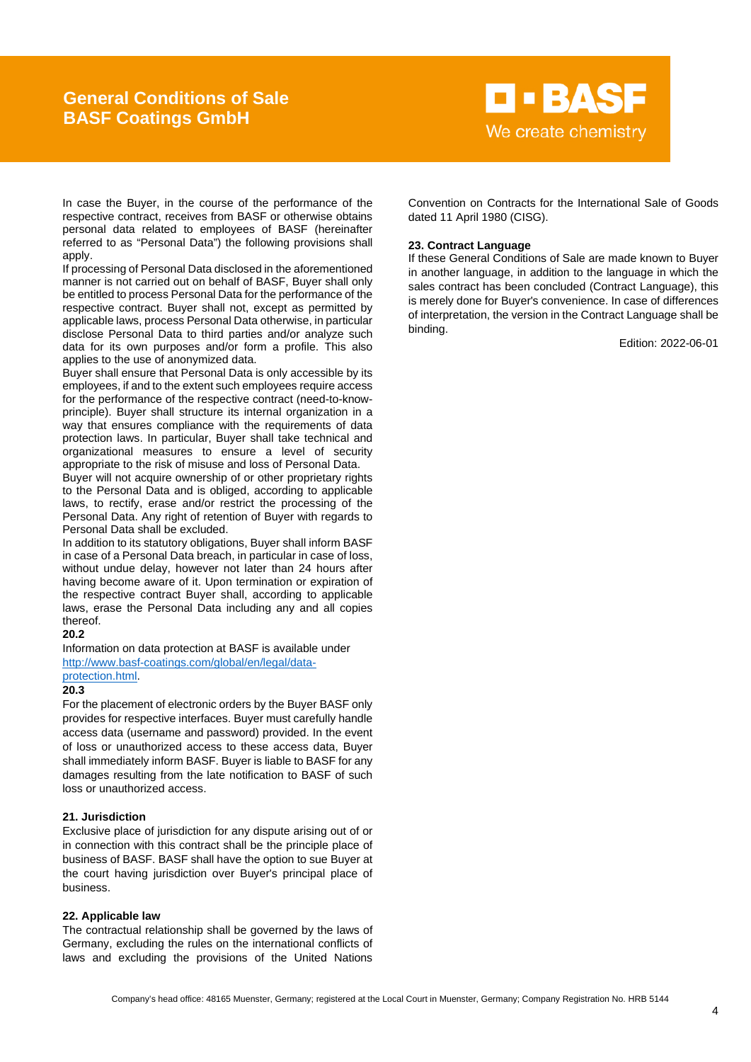In case the Buyer, in the course of the performance of the respective contract, receives from BASF or otherwise obtains personal data related to employees of BASF (hereinafter referred to as "Personal Data") the following provisions shall apply.

If processing of Personal Data disclosed in the aforementioned manner is not carried out on behalf of BASF, Buyer shall only be entitled to process Personal Data for the performance of the respective contract. Buyer shall not, except as permitted by applicable laws, process Personal Data otherwise, in particular disclose Personal Data to third parties and/or analyze such data for its own purposes and/or form a profile. This also applies to the use of anonymized data.

Buyer shall ensure that Personal Data is only accessible by its employees, if and to the extent such employees require access for the performance of the respective contract (need-to-know-principle). Buyer shall structure its internal organization in a way that ensures compliance with the requirements of data protection laws. In particular, Buyer shall take technical and organizational measures to ensure a level of security appropriate to the risk of misuse and loss of Personal Data.

Buyer will not acquire ownership of or other proprietary rights to the Personal Data and is obliged, according to applicable laws, to rectify, erase and/or restrict the processing of the Personal Data. Any right of retention of Buyer with regards to Personal Data shall be excluded.

In addition to its statutory obligations, Buyer shall inform BASF in case of a Personal Data breach, in particular in case of loss, without undue delay, however not later than 24 hours after having become aware of it. Upon termination or expiration of the respective contract Buyer shall, according to applicable laws, erase the Personal Data including any and all copies thereof.

**20.2**

Information on data protection at BASF is available under http://www.basf-coatings.com/global/en/legal/data-protection.html.

**20.3**

For the placement of electronic orders by the Buyer BASF only provides for respective interfaces. Buyer must carefully handle access data (username and password) provided. In the event of loss or unauthorized access to these access data, Buyer shall immediately inform BASF. Buyer is liable to BASF for any damages resulting from the late notification to BASF of such loss or unauthorized access.

## 21. Jurisdiction

Exclusive place of jurisdiction for any dispute arising out of or in connection with this contract shall be the principle place of business of BASF. BASF shall have the option to sue Buyer at the court having jurisdiction over Buyer's principal place of business.

## 22. Applicable law

The contractual relationship shall be governed by the laws of Germany, excluding the rules on the international conflicts of laws and excluding the provisions of the United Nations Convention on Contracts for the International Sale of Goods dated 11 April 1980 (CISG).

## 23. Contract Language

If these General Conditions of Sale are made known to Buyer in another language, in addition to the language in which the sales contract has been concluded (Contract Language), this is merely done for Buyer's convenience. In case of differences of interpretation, the version in the Contract Language shall be binding.

Edition: 2022-06-01